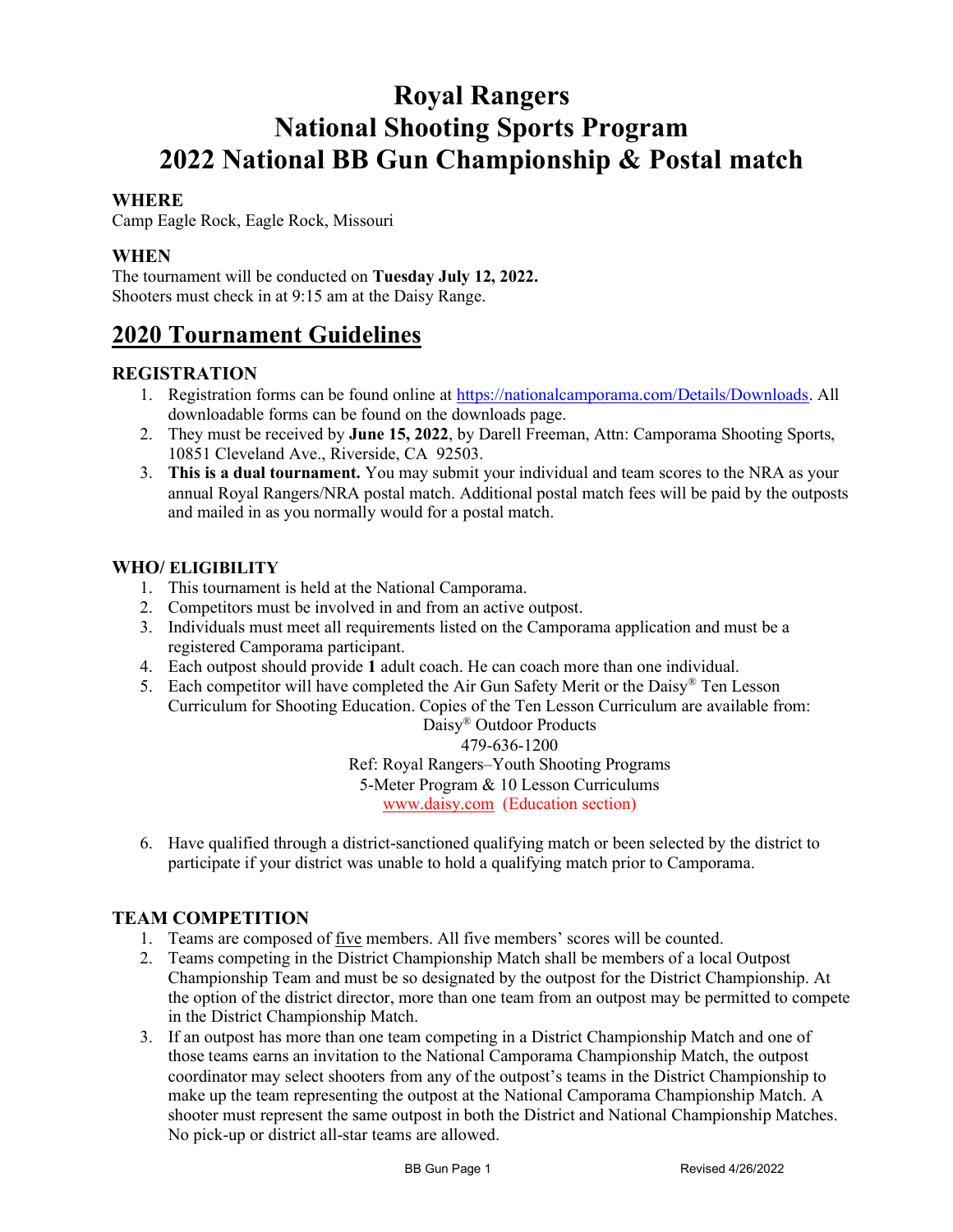# Royal Rangers
# National Shooting Sports Program
# 2022 National BB Gun Championship & Postal match

### WHERE

Camp Eagle Rock, Eagle Rock, Missouri

### WHEN

The tournament will be conducted on **Tuesday July 12, 2022.**
Shooters must check in at 9:15 am at the Daisy Range.

## 2020 Tournament Guidelines

### REGISTRATION

1. Registration forms can be found online at https://nationalcamporama.com/Details/Downloads. All downloadable forms can be found on the downloads page.
2. They must be received by **June 15, 2022**, by Darell Freeman, Attn: Camporama Shooting Sports, 10851 Cleveland Ave., Riverside, CA 92503.
3. **This is a dual tournament.** You may submit your individual and team scores to the NRA as your annual Royal Rangers/NRA postal match. Additional postal match fees will be paid by the outposts and mailed in as you normally would for a postal match.

### WHO/ ELIGIBILITY

1. This tournament is held at the National Camporama.
2. Competitors must be involved in and from an active outpost.
3. Individuals must meet all requirements listed on the Camporama application and must be a registered Camporama participant.
4. Each outpost should provide **1** adult coach. He can coach more than one individual.
5. Each competitor will have completed the Air Gun Safety Merit or the Daisy® Ten Lesson Curriculum for Shooting Education. Copies of the Ten Lesson Curriculum are available from:

   Daisy® Outdoor Products
   479-636-1200
   Ref: Royal Rangers–Youth Shooting Programs
   5-Meter Program & 10 Lesson Curriculums
   www.daisy.com (Education section)

6. Have qualified through a district-sanctioned qualifying match or been selected by the district to participate if your district was unable to hold a qualifying match prior to Camporama.

### TEAM COMPETITION

1. Teams are composed of five members. All five members' scores will be counted.
2. Teams competing in the District Championship Match shall be members of a local Outpost Championship Team and must be so designated by the outpost for the District Championship. At the option of the district director, more than one team from an outpost may be permitted to compete in the District Championship Match.
3. If an outpost has more than one team competing in a District Championship Match and one of those teams earns an invitation to the National Camporama Championship Match, the outpost coordinator may select shooters from any of the outpost's teams in the District Championship to make up the team representing the outpost at the National Camporama Championship Match. A shooter must represent the same outpost in both the District and National Championship Matches. No pick-up or district all-star teams are allowed.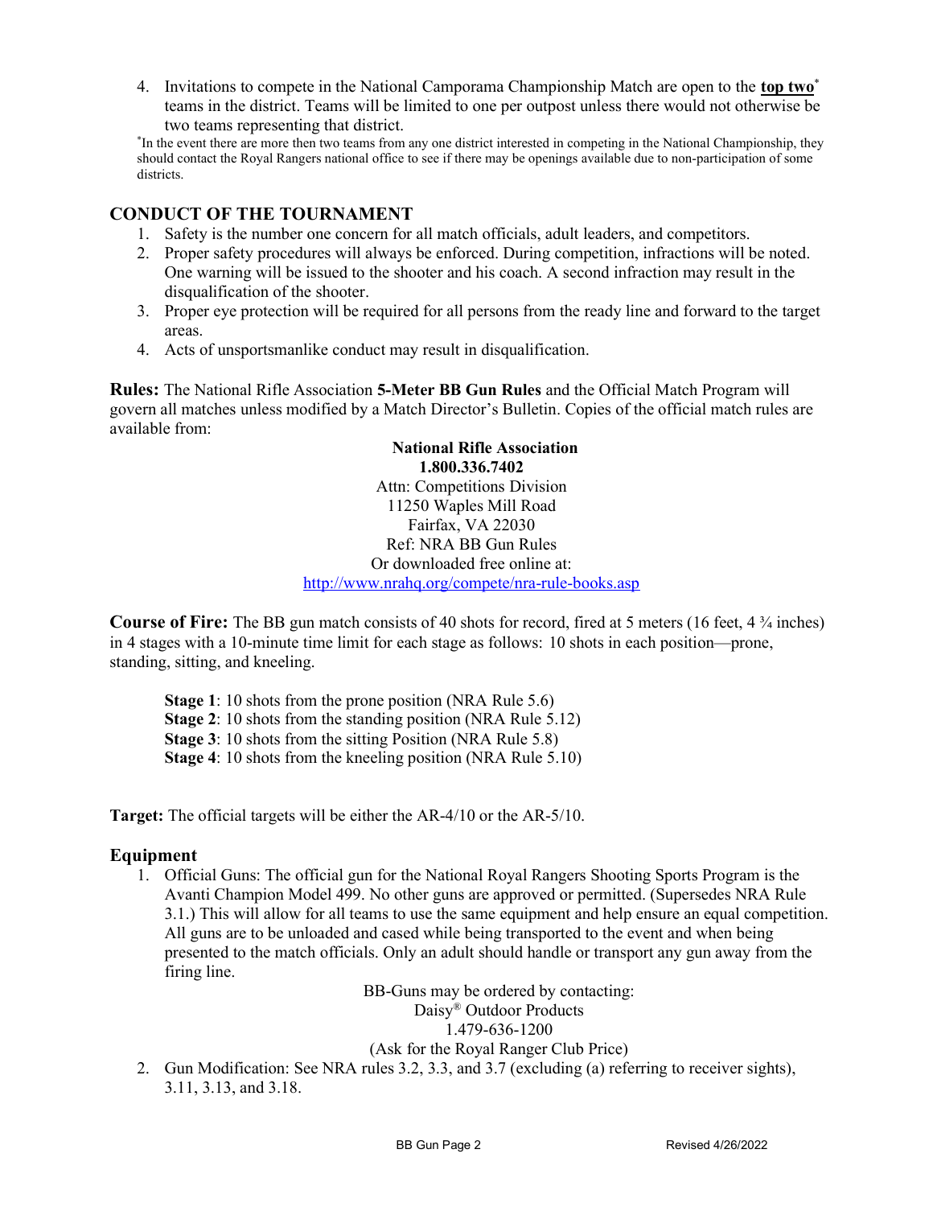4. Invitations to compete in the National Camporama Championship Match are open to the **top two*** teams in the district. Teams will be limited to one per outpost unless there would not otherwise be two teams representing that district.

*In the event there are more then two teams from any one district interested in competing in the National Championship, they should contact the Royal Rangers national office to see if there may be openings available due to non-participation of some districts.

## CONDUCT OF THE TOURNAMENT

1. Safety is the number one concern for all match officials, adult leaders, and competitors.
2. Proper safety procedures will always be enforced. During competition, infractions will be noted. One warning will be issued to the shooter and his coach. A second infraction may result in the disqualification of the shooter.
3. Proper eye protection will be required for all persons from the ready line and forward to the target areas.
4. Acts of unsportsmanlike conduct may result in disqualification.

**Rules:** The National Rifle Association **5-Meter BB Gun Rules** and the Official Match Program will govern all matches unless modified by a Match Director's Bulletin. Copies of the official match rules are available from:

**National Rifle Association**
**1.800.336.7402**
Attn: Competitions Division
11250 Waples Mill Road
Fairfax, VA 22030
Ref: NRA BB Gun Rules
Or downloaded free online at:
http://www.nrahq.org/compete/nra-rule-books.asp

**Course of Fire:** The BB gun match consists of 40 shots for record, fired at 5 meters (16 feet, 4 ¾ inches) in 4 stages with a 10-minute time limit for each stage as follows: 10 shots in each position—prone, standing, sitting, and kneeling.

**Stage 1**: 10 shots from the prone position (NRA Rule 5.6)
**Stage 2**: 10 shots from the standing position (NRA Rule 5.12)
**Stage 3**: 10 shots from the sitting Position (NRA Rule 5.8)
**Stage 4**: 10 shots from the kneeling position (NRA Rule 5.10)

**Target:** The official targets will be either the AR-4/10 or the AR-5/10.

## Equipment

1. Official Guns: The official gun for the National Royal Rangers Shooting Sports Program is the Avanti Champion Model 499. No other guns are approved or permitted. (Supersedes NRA Rule 3.1.) This will allow for all teams to use the same equipment and help ensure an equal competition. All guns are to be unloaded and cased while being transported to the event and when being presented to the match officials. Only an adult should handle or transport any gun away from the firing line.

   BB-Guns may be ordered by contacting:
   Daisy® Outdoor Products
   1.479-636-1200
   (Ask for the Royal Ranger Club Price)

2. Gun Modification: See NRA rules 3.2, 3.3, and 3.7 (excluding (a) referring to receiver sights), 3.11, 3.13, and 3.18.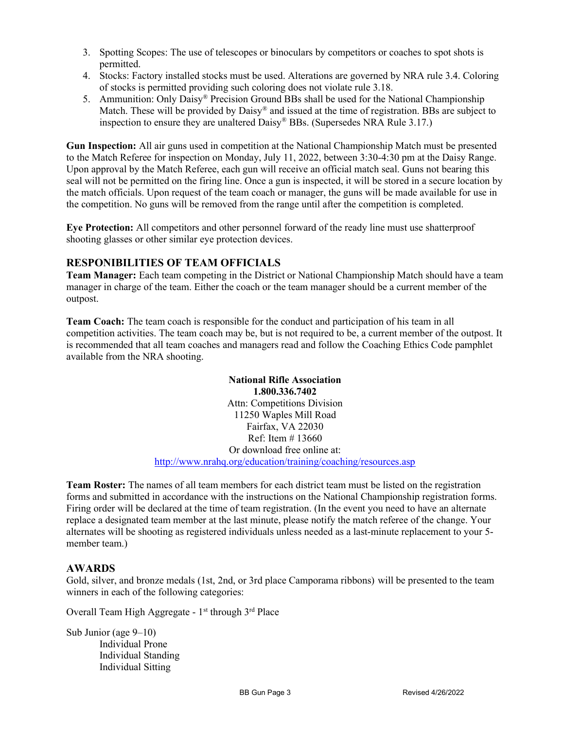3. Spotting Scopes: The use of telescopes or binoculars by competitors or coaches to spot shots is permitted.
4. Stocks: Factory installed stocks must be used. Alterations are governed by NRA rule 3.4. Coloring of stocks is permitted providing such coloring does not violate rule 3.18.
5. Ammunition: Only Daisy® Precision Ground BBs shall be used for the National Championship Match. These will be provided by Daisy® and issued at the time of registration. BBs are subject to inspection to ensure they are unaltered Daisy® BBs. (Supersedes NRA Rule 3.17.)

**Gun Inspection:** All air guns used in competition at the National Championship Match must be presented to the Match Referee for inspection on Monday, July 11, 2022, between 3:30-4:30 pm at the Daisy Range. Upon approval by the Match Referee, each gun will receive an official match seal. Guns not bearing this seal will not be permitted on the firing line. Once a gun is inspected, it will be stored in a secure location by the match officials. Upon request of the team coach or manager, the guns will be made available for use in the competition. No guns will be removed from the range until after the competition is completed.

**Eye Protection:** All competitors and other personnel forward of the ready line must use shatterproof shooting glasses or other similar eye protection devices.

## RESPONIBILITIES OF TEAM OFFICIALS

**Team Manager:** Each team competing in the District or National Championship Match should have a team manager in charge of the team. Either the coach or the team manager should be a current member of the outpost.

**Team Coach:** The team coach is responsible for the conduct and participation of his team in all competition activities. The team coach may be, but is not required to be, a current member of the outpost. It is recommended that all team coaches and managers read and follow the Coaching Ethics Code pamphlet available from the NRA shooting.

**National Rifle Association**
**1.800.336.7402**
Attn: Competitions Division
11250 Waples Mill Road
Fairfax, VA 22030
Ref: Item # 13660
Or download free online at:
http://www.nrahq.org/education/training/coaching/resources.asp

**Team Roster:** The names of all team members for each district team must be listed on the registration forms and submitted in accordance with the instructions on the National Championship registration forms. Firing order will be declared at the time of team registration. (In the event you need to have an alternate replace a designated team member at the last minute, please notify the match referee of the change. Your alternates will be shooting as registered individuals unless needed as a last-minute replacement to your 5-member team.)

## AWARDS

Gold, silver, and bronze medals (1st, 2nd, or 3rd place Camporama ribbons) will be presented to the team winners in each of the following categories:

Overall Team High Aggregate - 1st through 3rd Place

Sub Junior (age 9–10)
- Individual Prone
- Individual Standing
- Individual Sitting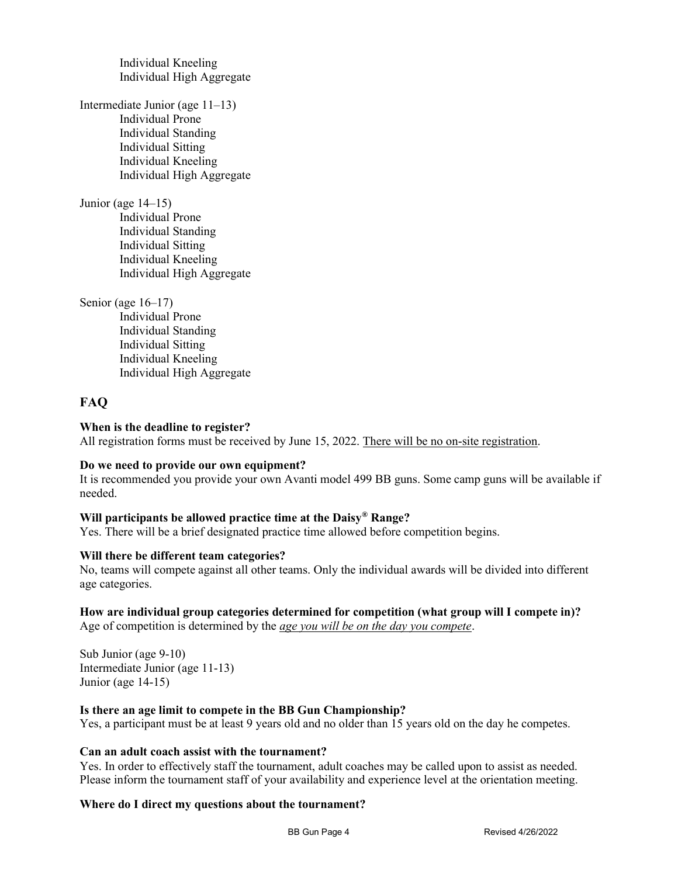Individual Kneeling
Individual High Aggregate

Intermediate Junior (age 11–13)
- Individual Prone
- Individual Standing
- Individual Sitting
- Individual Kneeling
- Individual High Aggregate

Junior (age 14–15)
- Individual Prone
- Individual Standing
- Individual Sitting
- Individual Kneeling
- Individual High Aggregate

Senior (age 16–17)
- Individual Prone
- Individual Standing
- Individual Sitting
- Individual Kneeling
- Individual High Aggregate

## FAQ

**When is the deadline to register?**
All registration forms must be received by June 15, 2022. <u>There will be no on-site registration</u>.

**Do we need to provide our own equipment?**
It is recommended you provide your own Avanti model 499 BB guns. Some camp guns will be available if needed.

**Will participants be allowed practice time at the Daisy® Range?**
Yes. There will be a brief designated practice time allowed before competition begins.

**Will there be different team categories?**
No, teams will compete against all other teams. Only the individual awards will be divided into different age categories.

**How are individual group categories determined for competition (what group will I compete in)?**
Age of competition is determined by the <u>*age you will be on the day you compete*</u>.

Sub Junior (age 9-10)
Intermediate Junior (age 11-13)
Junior (age 14-15)

**Is there an age limit to compete in the BB Gun Championship?**
Yes, a participant must be at least 9 years old and no older than 15 years old on the day he competes.

**Can an adult coach assist with the tournament?**
Yes. In order to effectively staff the tournament, adult coaches may be called upon to assist as needed. Please inform the tournament staff of your availability and experience level at the orientation meeting.

**Where do I direct my questions about the tournament?**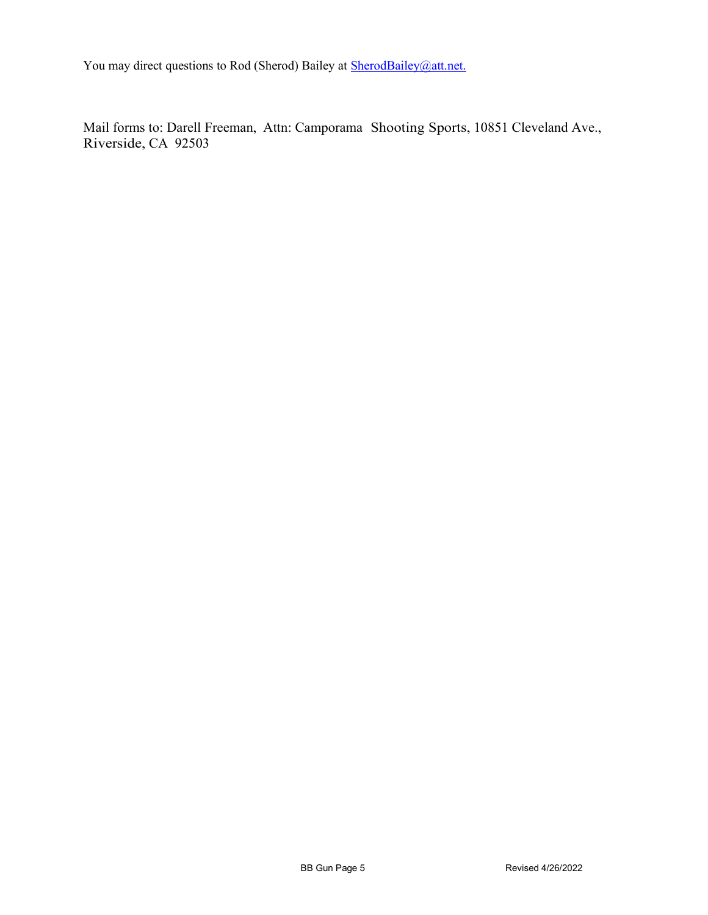You may direct questions to Rod (Sherod) Bailey at SherodBailey@att.net.

Mail forms to: Darell Freeman, Attn: Camporama Shooting Sports, 10851 Cleveland Ave., Riverside, CA 92503